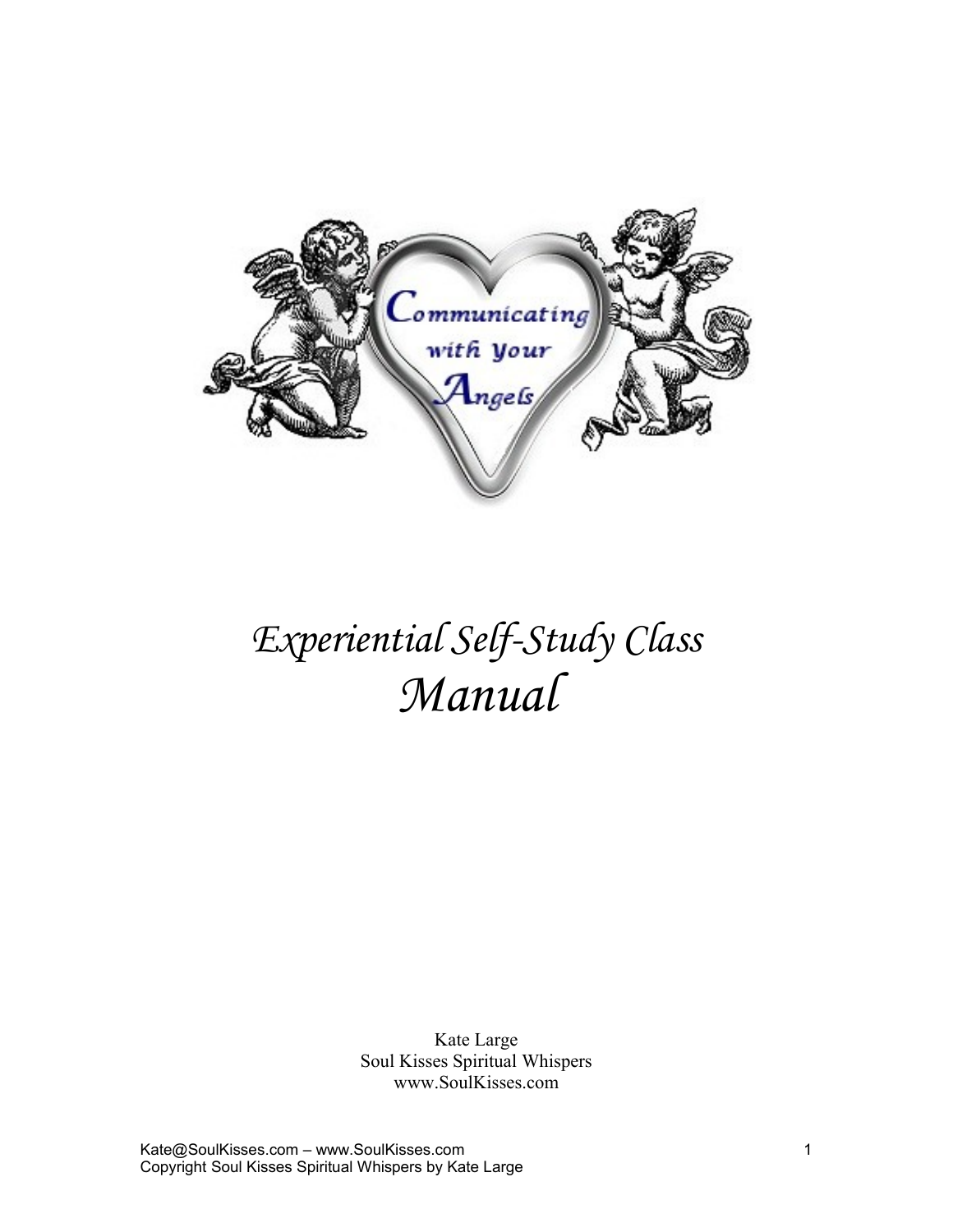Communicating with your Angels

# *Experiential Self-Study Class*
# *Manual*

Kate Large
Soul Kisses Spiritual Whispers
www.SoulKisses.com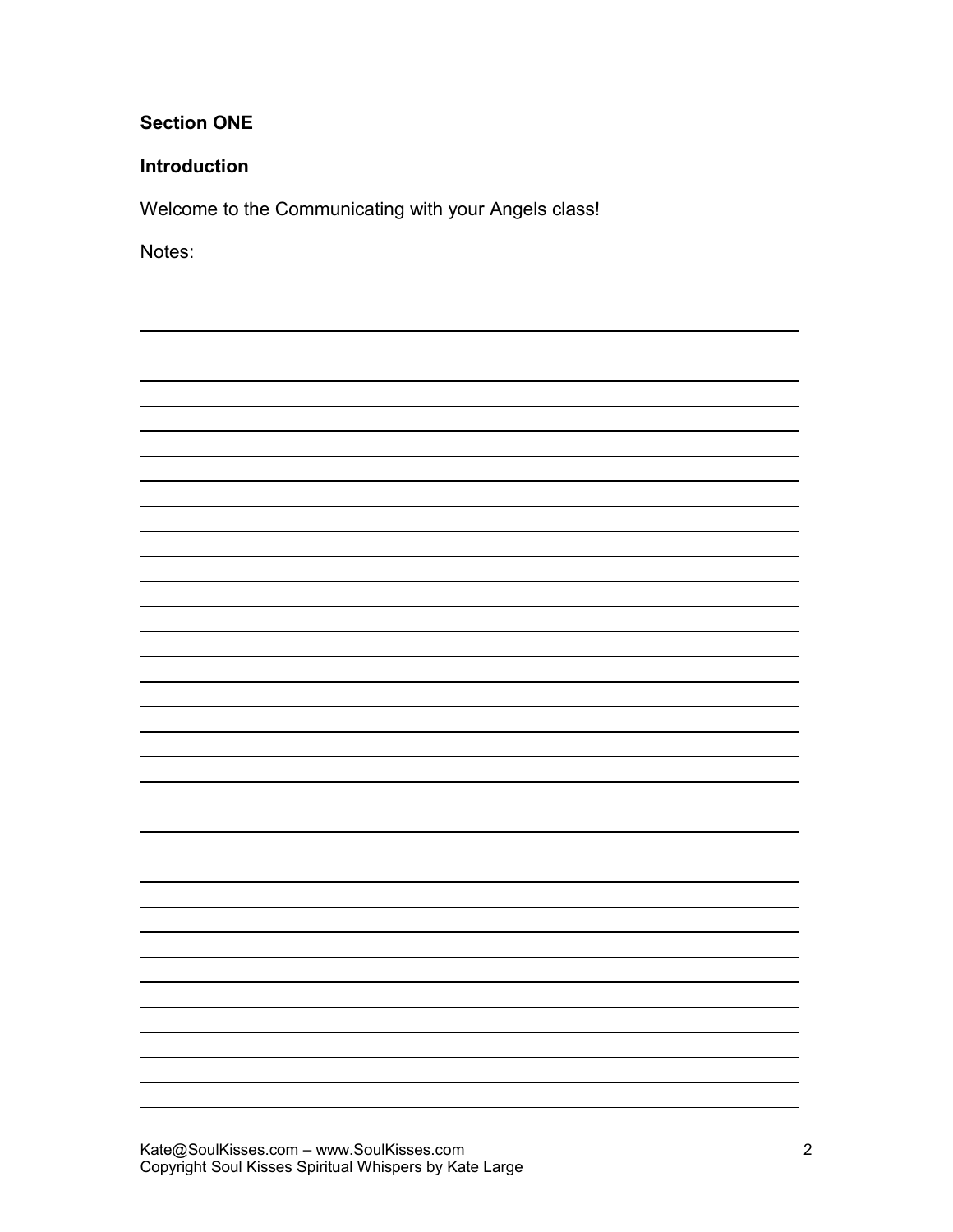**Section ONE**

**Introduction**

Welcome to the Communicating with your Angels class!

Notes: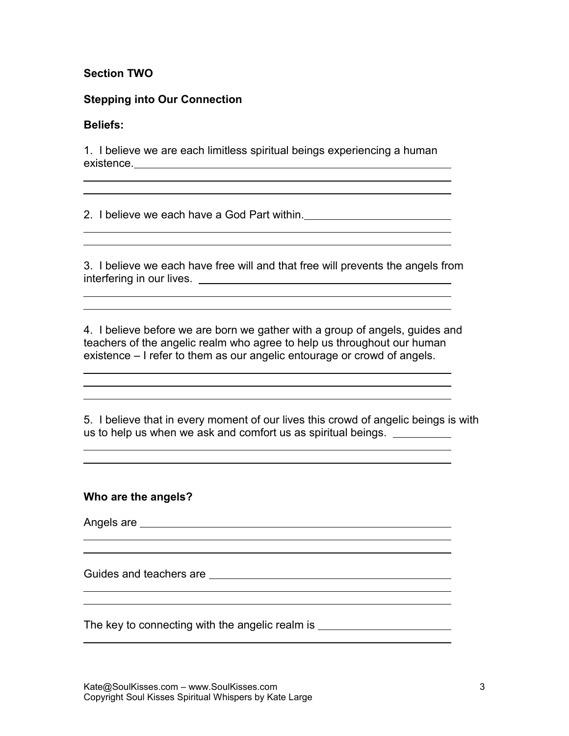**Section TWO**

**Stepping into Our Connection**

**Beliefs:**

1. I believe we are each limitless spiritual beings experiencing a human existence.

2. I believe we each have a God Part within.

3. I believe we each have free will and that free will prevents the angels from interfering in our lives.

4. I believe before we are born we gather with a group of angels, guides and teachers of the angelic realm who agree to help us throughout our human existence – I refer to them as our angelic entourage or crowd of angels.

5. I believe that in every moment of our lives this crowd of angelic beings is with us to help us when we ask and comfort us as spiritual beings.

**Who are the angels?**

Angels are

Guides and teachers are

The key to connecting with the angelic realm is

Kate@SoulKisses.com – www.SoulKisses.com
Copyright Soul Kisses Spiritual Whispers by Kate Large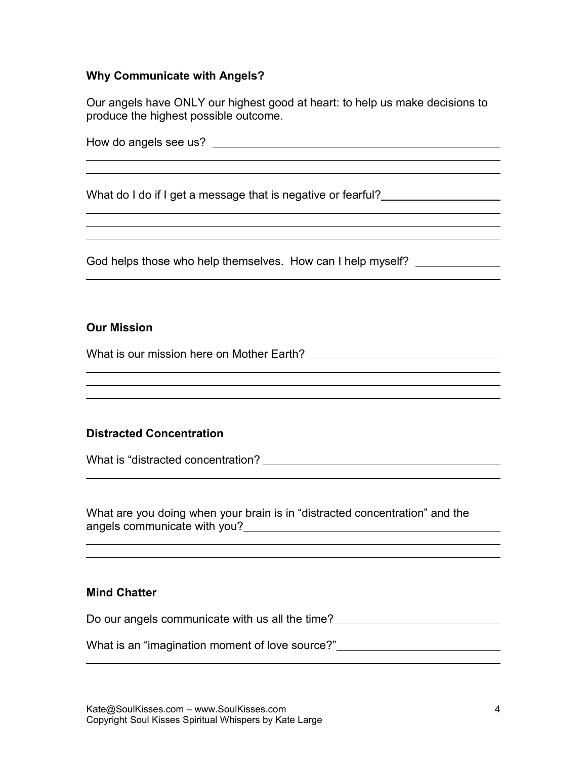**Why Communicate with Angels?**

Our angels have ONLY our highest good at heart: to help us make decisions to produce the highest possible outcome.

How do angels see us? 

What do I do if I get a message that is negative or fearful?

God helps those who help themselves. How can I help myself? 

**Our Mission**

What is our mission here on Mother Earth? 

**Distracted Concentration**

What is "distracted concentration? 

What are you doing when your brain is in "distracted concentration" and the angels communicate with you?

**Mind Chatter**

Do our angels communicate with us all the time?

What is an "imagination moment of love source?"

Kate@SoulKisses.com – www.SoulKisses.com
Copyright Soul Kisses Spiritual Whispers by Kate Large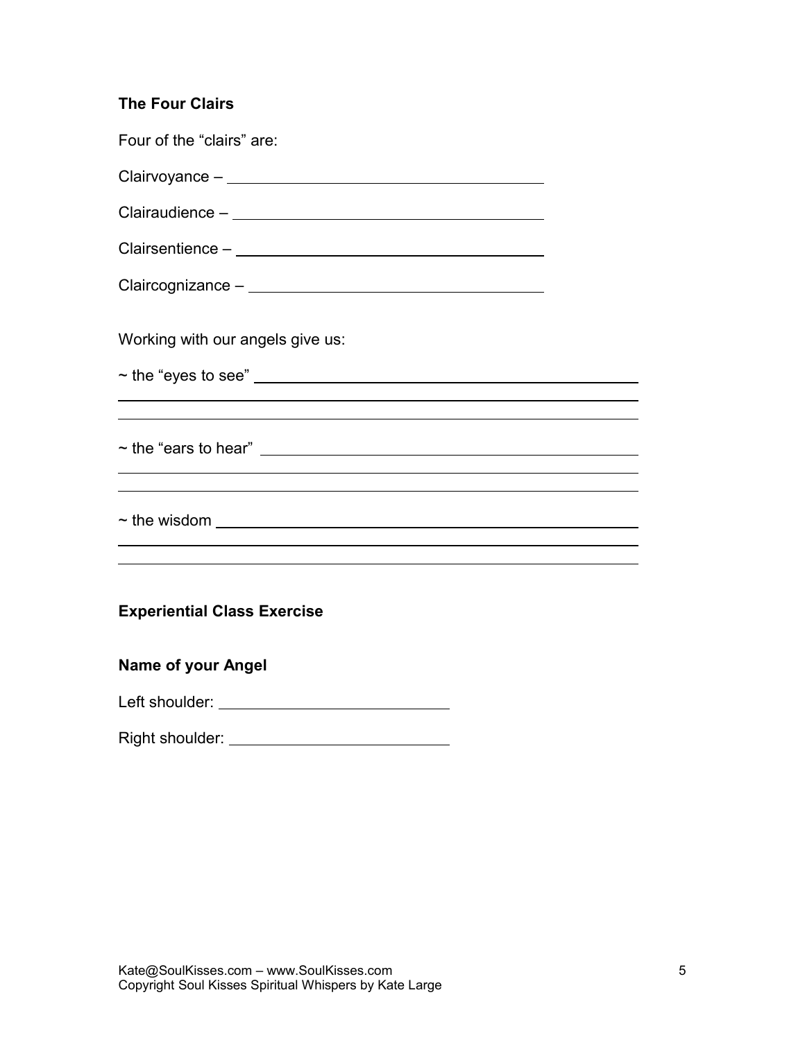**The Four Clairs**

Four of the "clairs" are:

Clairvoyance – ____________________

Clairaudience – ____________________

Clairsentience – ____________________

Claircognizance – ____________________

Working with our angels give us:

~ the "eyes to see" ____________________

~ the "ears to hear" ____________________

~ the wisdom ____________________

**Experiential Class Exercise**

**Name of your Angel**

Left shoulder: ____________________

Right shoulder: ____________________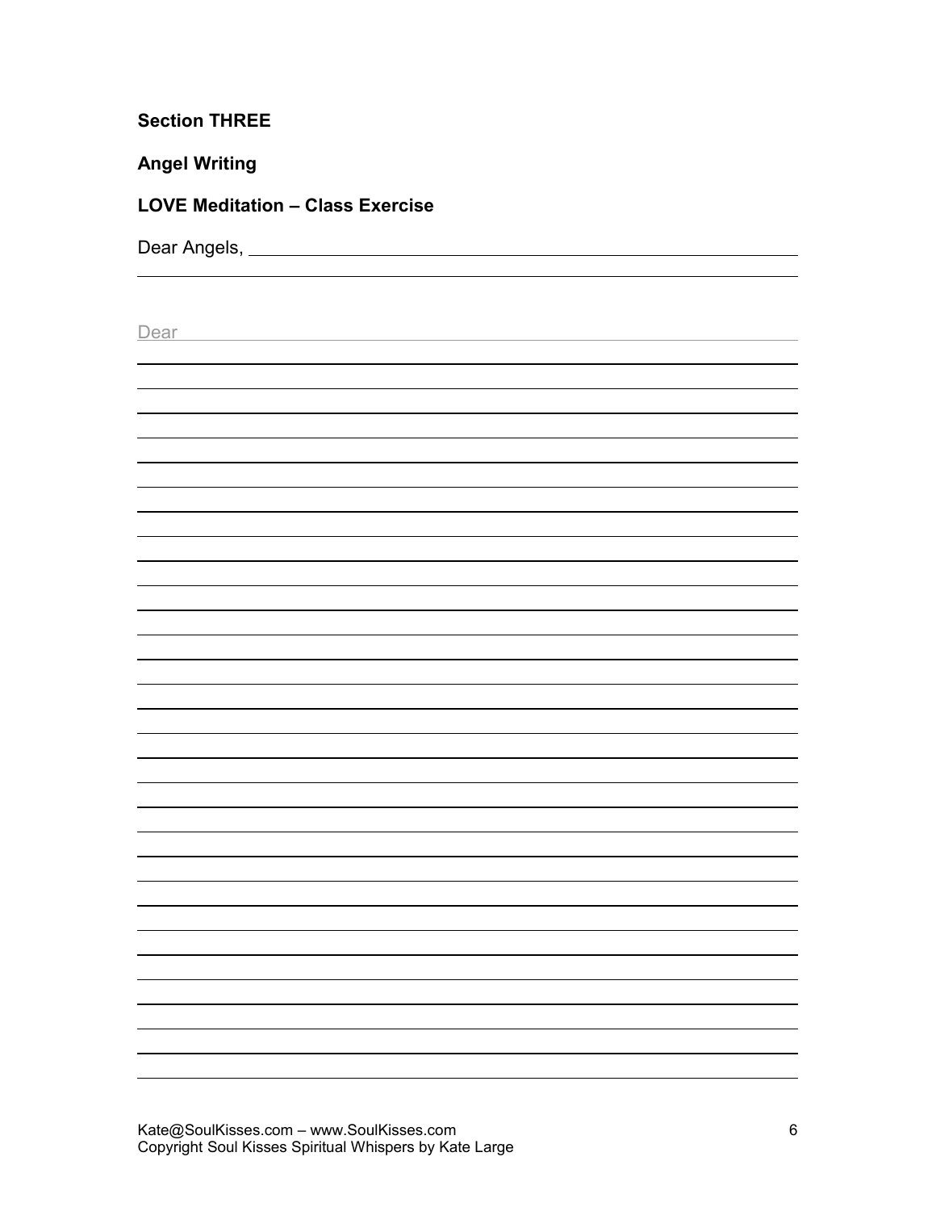**Section THREE**

**Angel Writing**

**LOVE Meditation – Class Exercise**

Dear Angels, \_\_\_\_\_\_\_\_\_\_\_\_\_\_\_\_\_\_\_\_\_\_\_\_\_\_\_\_\_\_\_\_\_\_\_\_\_\_\_\_

Dear \_\_\_\_\_\_\_\_\_\_\_\_\_\_\_\_\_\_\_\_\_\_\_\_\_\_\_\_\_\_\_\_\_\_\_\_\_\_\_\_

Kate@SoulKisses.com – www.SoulKisses.com
Copyright Soul Kisses Spiritual Whispers by Kate Large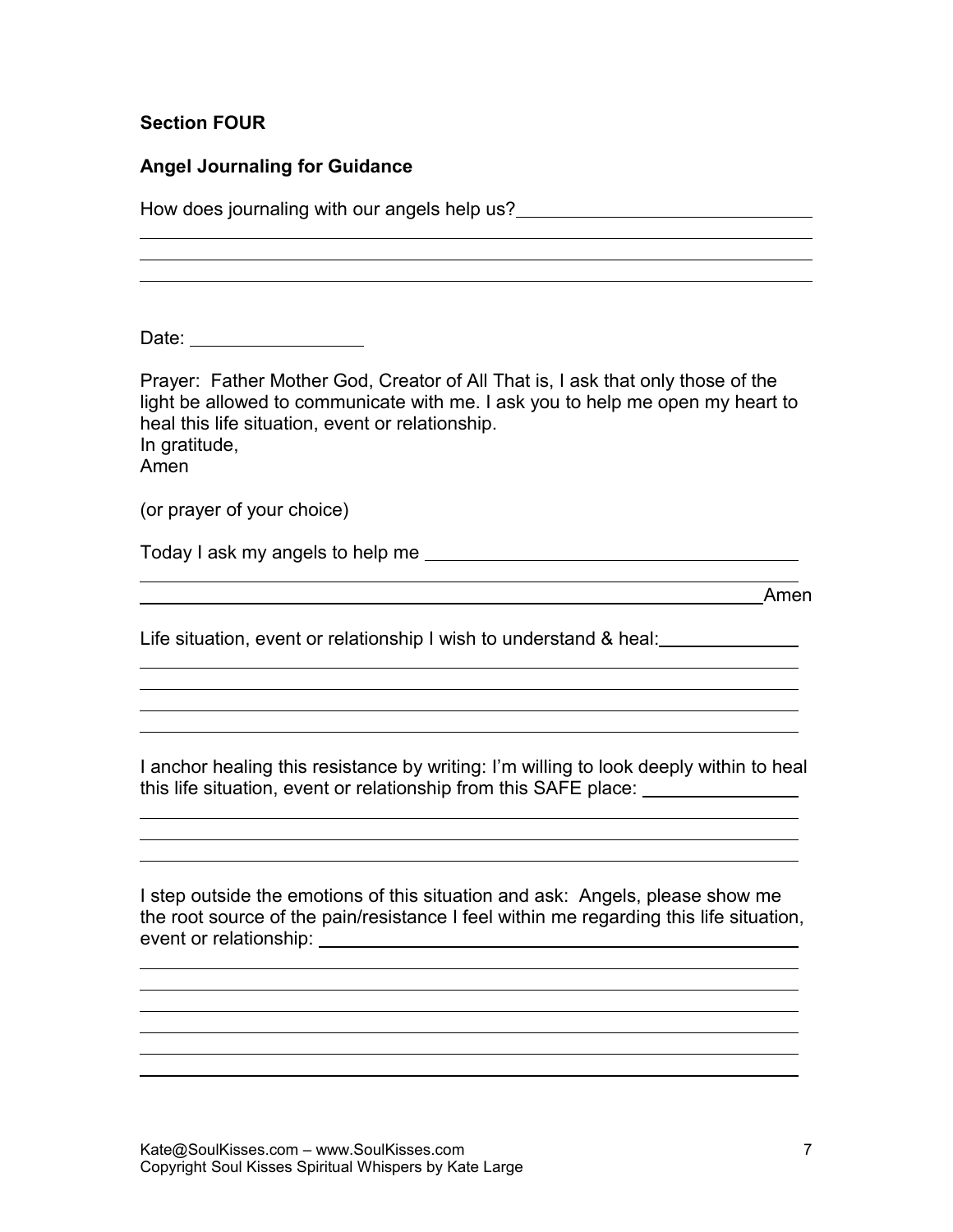**Section FOUR**

**Angel Journaling for Guidance**

How does journaling with our angels help us?\_\_\_\_\_\_\_\_\_\_\_\_\_\_\_\_\_\_\_\_\_\_\_\_\_\_\_\_\_\_

\_\_\_\_\_\_\_\_\_\_\_\_\_\_\_\_\_\_\_\_\_\_\_\_\_\_\_\_\_\_\_\_\_\_\_\_\_\_\_\_\_\_\_\_\_\_\_\_\_\_\_\_\_\_\_\_\_\_\_\_\_\_\_\_\_\_

\_\_\_\_\_\_\_\_\_\_\_\_\_\_\_\_\_\_\_\_\_\_\_\_\_\_\_\_\_\_\_\_\_\_\_\_\_\_\_\_\_\_\_\_\_\_\_\_\_\_\_\_\_\_\_\_\_\_\_\_\_\_\_\_\_\_

\_\_\_\_\_\_\_\_\_\_\_\_\_\_\_\_\_\_\_\_\_\_\_\_\_\_\_\_\_\_\_\_\_\_\_\_\_\_\_\_\_\_\_\_\_\_\_\_\_\_\_\_\_\_\_\_\_\_\_\_\_\_\_\_\_\_

Date: \_\_\_\_\_\_\_\_\_\_\_\_\_\_\_\_\_

Prayer: Father Mother God, Creator of All That is, I ask that only those of the light be allowed to communicate with me. I ask you to help me open my heart to heal this life situation, event or relationship.
In gratitude,
Amen

(or prayer of your choice)

Today I ask my angels to help me \_\_\_\_\_\_\_\_\_\_\_\_\_\_\_\_\_\_\_\_\_\_\_\_\_\_\_\_\_\_\_\_\_\_\_\_\_\_

\_\_\_\_\_\_\_\_\_\_\_\_\_\_\_\_\_\_\_\_\_\_\_\_\_\_\_\_\_\_\_\_\_\_\_\_\_\_\_\_\_\_\_\_\_\_\_\_\_\_\_\_\_\_\_\_\_\_\_\_\_\_\_\_\_\_

\_\_\_\_\_\_\_\_\_\_\_\_\_\_\_\_\_\_\_\_\_\_\_\_\_\_\_\_\_\_\_\_\_\_\_\_\_\_\_\_\_\_\_\_\_\_\_\_\_\_\_\_\_\_\_\_\_\_\_\_\_\_\_\_Amen

Life situation, event or relationship I wish to understand & heal:\_\_\_\_\_\_\_\_\_\_\_\_\_\_

\_\_\_\_\_\_\_\_\_\_\_\_\_\_\_\_\_\_\_\_\_\_\_\_\_\_\_\_\_\_\_\_\_\_\_\_\_\_\_\_\_\_\_\_\_\_\_\_\_\_\_\_\_\_\_\_\_\_\_\_\_\_\_\_\_\_

\_\_\_\_\_\_\_\_\_\_\_\_\_\_\_\_\_\_\_\_\_\_\_\_\_\_\_\_\_\_\_\_\_\_\_\_\_\_\_\_\_\_\_\_\_\_\_\_\_\_\_\_\_\_\_\_\_\_\_\_\_\_\_\_\_\_

\_\_\_\_\_\_\_\_\_\_\_\_\_\_\_\_\_\_\_\_\_\_\_\_\_\_\_\_\_\_\_\_\_\_\_\_\_\_\_\_\_\_\_\_\_\_\_\_\_\_\_\_\_\_\_\_\_\_\_\_\_\_\_\_\_\_

\_\_\_\_\_\_\_\_\_\_\_\_\_\_\_\_\_\_\_\_\_\_\_\_\_\_\_\_\_\_\_\_\_\_\_\_\_\_\_\_\_\_\_\_\_\_\_\_\_\_\_\_\_\_\_\_\_\_\_\_\_\_\_\_\_\_

I anchor healing this resistance by writing: I'm willing to look deeply within to heal this life situation, event or relationship from this SAFE place: \_\_\_\_\_\_\_\_\_\_\_\_\_\_\_\_

\_\_\_\_\_\_\_\_\_\_\_\_\_\_\_\_\_\_\_\_\_\_\_\_\_\_\_\_\_\_\_\_\_\_\_\_\_\_\_\_\_\_\_\_\_\_\_\_\_\_\_\_\_\_\_\_\_\_\_\_\_\_\_\_\_\_

\_\_\_\_\_\_\_\_\_\_\_\_\_\_\_\_\_\_\_\_\_\_\_\_\_\_\_\_\_\_\_\_\_\_\_\_\_\_\_\_\_\_\_\_\_\_\_\_\_\_\_\_\_\_\_\_\_\_\_\_\_\_\_\_\_\_

\_\_\_\_\_\_\_\_\_\_\_\_\_\_\_\_\_\_\_\_\_\_\_\_\_\_\_\_\_\_\_\_\_\_\_\_\_\_\_\_\_\_\_\_\_\_\_\_\_\_\_\_\_\_\_\_\_\_\_\_\_\_\_\_\_\_

I step outside the emotions of this situation and ask: Angels, please show me the root source of the pain/resistance I feel within me regarding this life situation, event or relationship: \_\_\_\_\_\_\_\_\_\_\_\_\_\_\_\_\_\_\_\_\_\_\_\_\_\_\_\_\_\_\_\_\_\_\_\_\_\_\_\_\_\_\_\_\_\_\_\_\_\_\_\_

\_\_\_\_\_\_\_\_\_\_\_\_\_\_\_\_\_\_\_\_\_\_\_\_\_\_\_\_\_\_\_\_\_\_\_\_\_\_\_\_\_\_\_\_\_\_\_\_\_\_\_\_\_\_\_\_\_\_\_\_\_\_\_\_\_\_

\_\_\_\_\_\_\_\_\_\_\_\_\_\_\_\_\_\_\_\_\_\_\_\_\_\_\_\_\_\_\_\_\_\_\_\_\_\_\_\_\_\_\_\_\_\_\_\_\_\_\_\_\_\_\_\_\_\_\_\_\_\_\_\_\_\_

\_\_\_\_\_\_\_\_\_\_\_\_\_\_\_\_\_\_\_\_\_\_\_\_\_\_\_\_\_\_\_\_\_\_\_\_\_\_\_\_\_\_\_\_\_\_\_\_\_\_\_\_\_\_\_\_\_\_\_\_\_\_\_\_\_\_

\_\_\_\_\_\_\_\_\_\_\_\_\_\_\_\_\_\_\_\_\_\_\_\_\_\_\_\_\_\_\_\_\_\_\_\_\_\_\_\_\_\_\_\_\_\_\_\_\_\_\_\_\_\_\_\_\_\_\_\_\_\_\_\_\_\_

\_\_\_\_\_\_\_\_\_\_\_\_\_\_\_\_\_\_\_\_\_\_\_\_\_\_\_\_\_\_\_\_\_\_\_\_\_\_\_\_\_\_\_\_\_\_\_\_\_\_\_\_\_\_\_\_\_\_\_\_\_\_\_\_\_\_

\_\_\_\_\_\_\_\_\_\_\_\_\_\_\_\_\_\_\_\_\_\_\_\_\_\_\_\_\_\_\_\_\_\_\_\_\_\_\_\_\_\_\_\_\_\_\_\_\_\_\_\_\_\_\_\_\_\_\_\_\_\_\_\_\_\_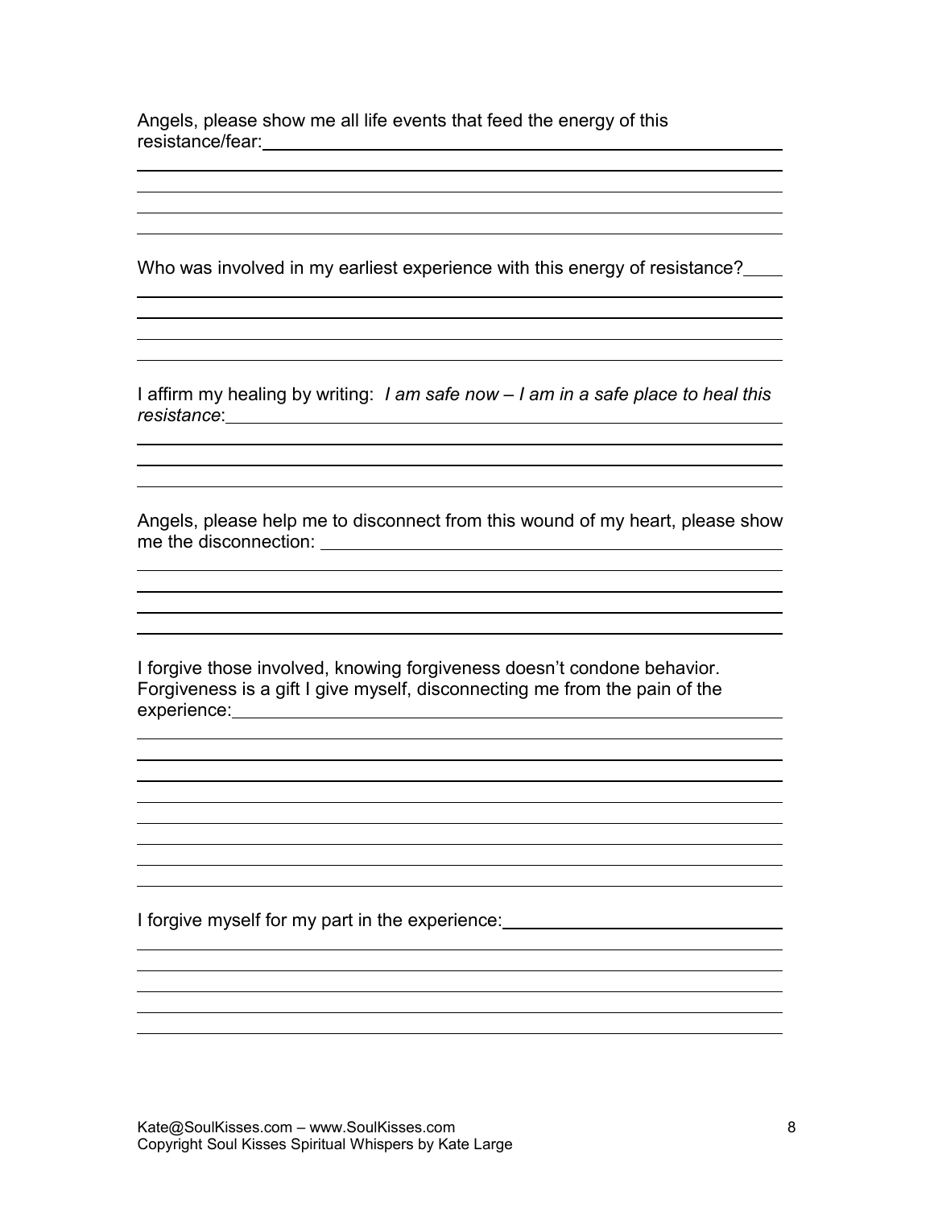Angels, please show me all life events that feed the energy of this resistance/fear:

Who was involved in my earliest experience with this energy of resistance?

I affirm my healing by writing: *I am safe now – I am in a safe place to heal this resistance*:

Angels, please help me to disconnect from this wound of my heart, please show me the disconnection:

I forgive those involved, knowing forgiveness doesn't condone behavior. Forgiveness is a gift I give myself, disconnecting me from the pain of the experience:

I forgive myself for my part in the experience: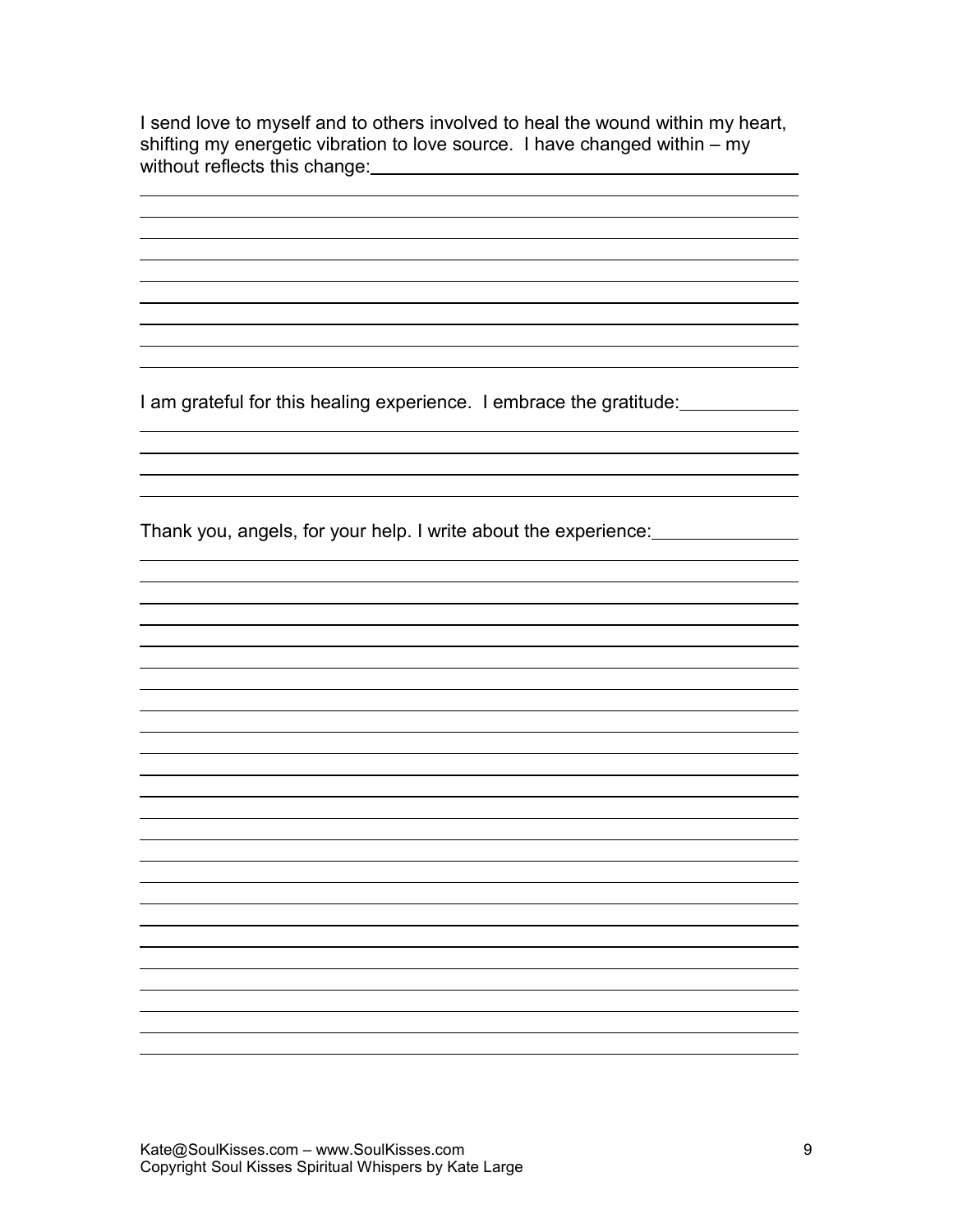I send love to myself and to others involved to heal the wound within my heart, shifting my energetic vibration to love source. I have changed within – my without reflects this change:

I am grateful for this healing experience. I embrace the gratitude:

Thank you, angels, for your help. I write about the experience:

Kate@SoulKisses.com – www.SoulKisses.com
Copyright Soul Kisses Spiritual Whispers by Kate Large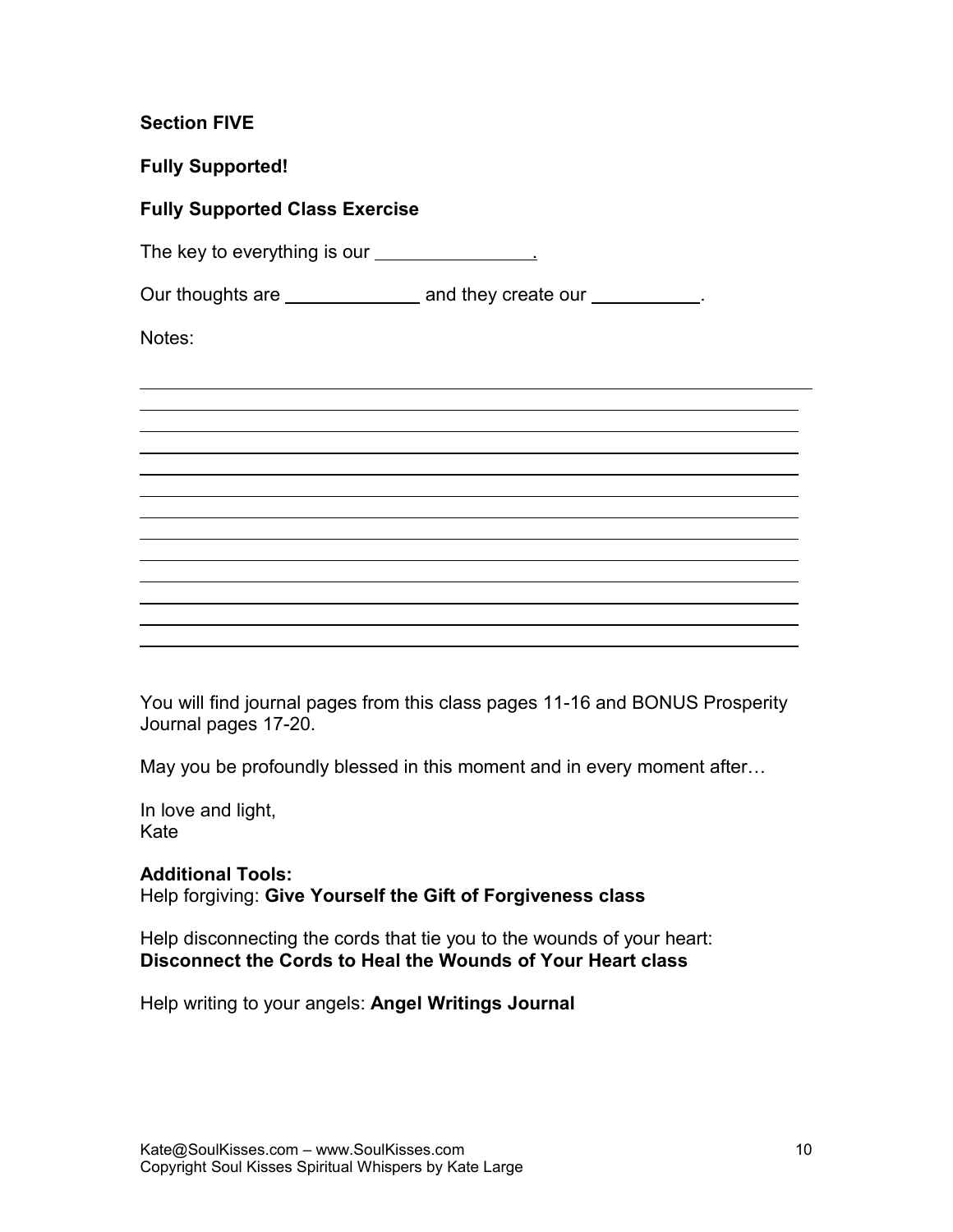**Section FIVE**

**Fully Supported!**

**Fully Supported Class Exercise**

The key to everything is our ________________.

Our thoughts are ______________ and they create our ___________.

Notes:

__________________________________________________________________________

__________________________________________________________________________

__________________________________________________________________________

__________________________________________________________________________

__________________________________________________________________________

__________________________________________________________________________

__________________________________________________________________________

__________________________________________________________________________

__________________________________________________________________________

__________________________________________________________________________

__________________________________________________________________________

__________________________________________________________________________

__________________________________________________________________________

You will find journal pages from this class pages 11-16 and BONUS Prosperity Journal pages 17-20.

May you be profoundly blessed in this moment and in every moment after…

In love and light,
Kate

**Additional Tools:**
Help forgiving: **Give Yourself the Gift of Forgiveness class**

Help disconnecting the cords that tie you to the wounds of your heart:
**Disconnect the Cords to Heal the Wounds of Your Heart class**

Help writing to your angels: **Angel Writings Journal**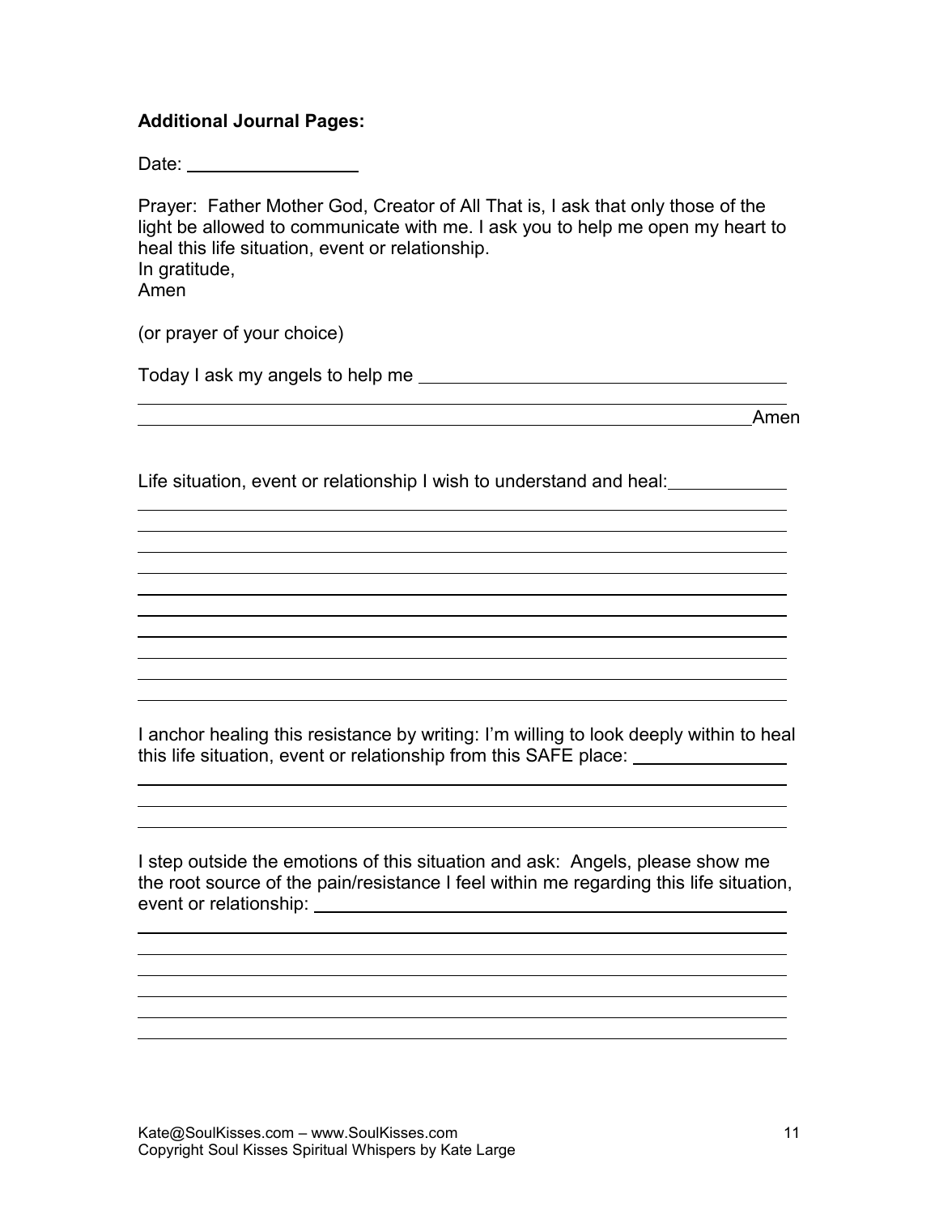**Additional Journal Pages:**

Date: ________________

Prayer: Father Mother God, Creator of All That is, I ask that only those of the light be allowed to communicate with me. I ask you to help me open my heart to heal this life situation, event or relationship.
In gratitude,
Amen

(or prayer of your choice)

Today I ask my angels to help me ____________________________________

____________________________________________________________________

____________________________________________________________________Amen

Life situation, event or relationship I wish to understand and heal:___________

____________________________________________________________________

____________________________________________________________________

____________________________________________________________________

____________________________________________________________________

____________________________________________________________________

____________________________________________________________________

____________________________________________________________________

____________________________________________________________________

____________________________________________________________________

____________________________________________________________________

I anchor healing this resistance by writing: I'm willing to look deeply within to heal this life situation, event or relationship from this SAFE place: _______________

____________________________________________________________________

____________________________________________________________________

____________________________________________________________________

I step outside the emotions of this situation and ask: Angels, please show me the root source of the pain/resistance I feel within me regarding this life situation, event or relationship: ______________________________________________

____________________________________________________________________

____________________________________________________________________

____________________________________________________________________

____________________________________________________________________

____________________________________________________________________

____________________________________________________________________

Kate@SoulKisses.com – www.SoulKisses.com
Copyright Soul Kisses Spiritual Whispers by Kate Large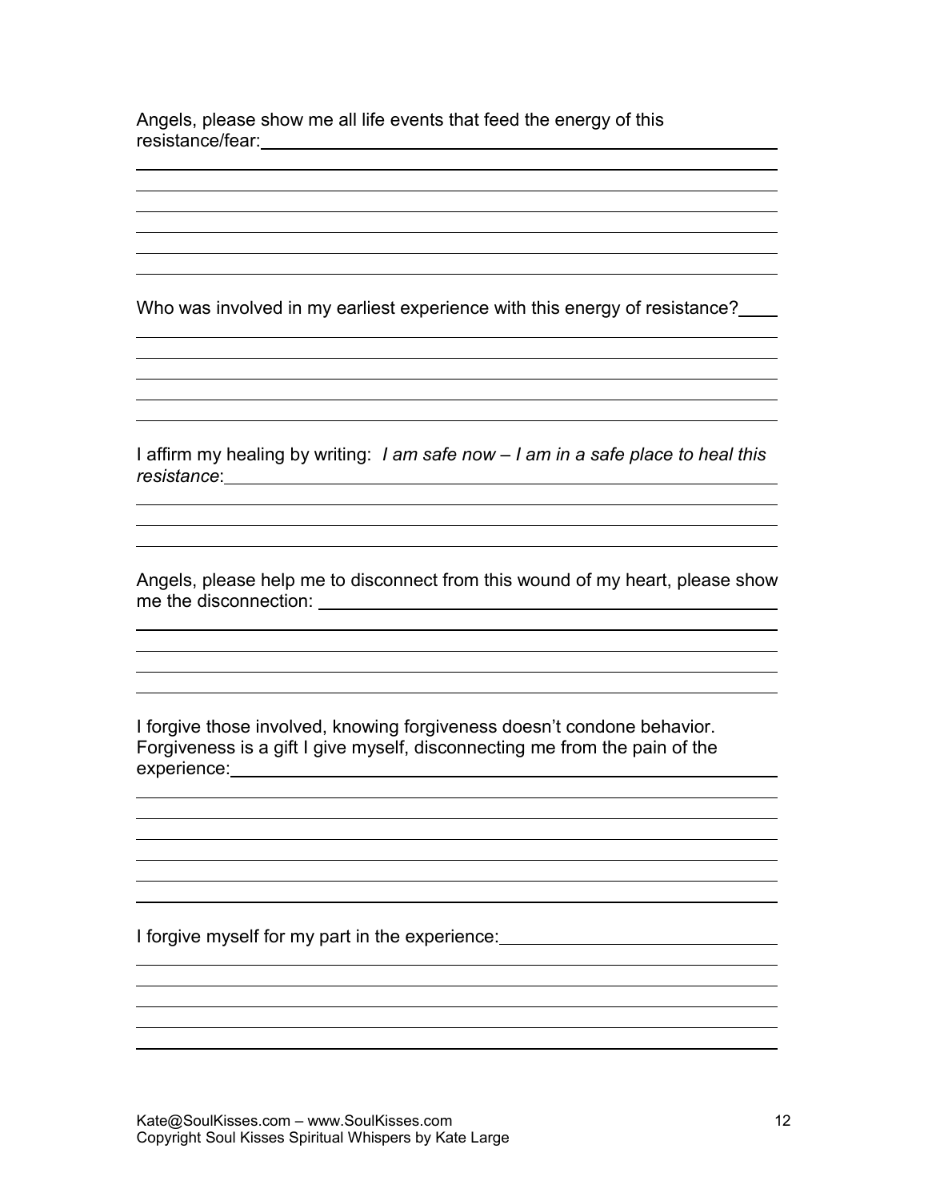Angels, please show me all life events that feed the energy of this resistance/fear:

Who was involved in my earliest experience with this energy of resistance?

I affirm my healing by writing: *I am safe now – I am in a safe place to heal this resistance*:

Angels, please help me to disconnect from this wound of my heart, please show me the disconnection:

I forgive those involved, knowing forgiveness doesn't condone behavior. Forgiveness is a gift I give myself, disconnecting me from the pain of the experience:

I forgive myself for my part in the experience: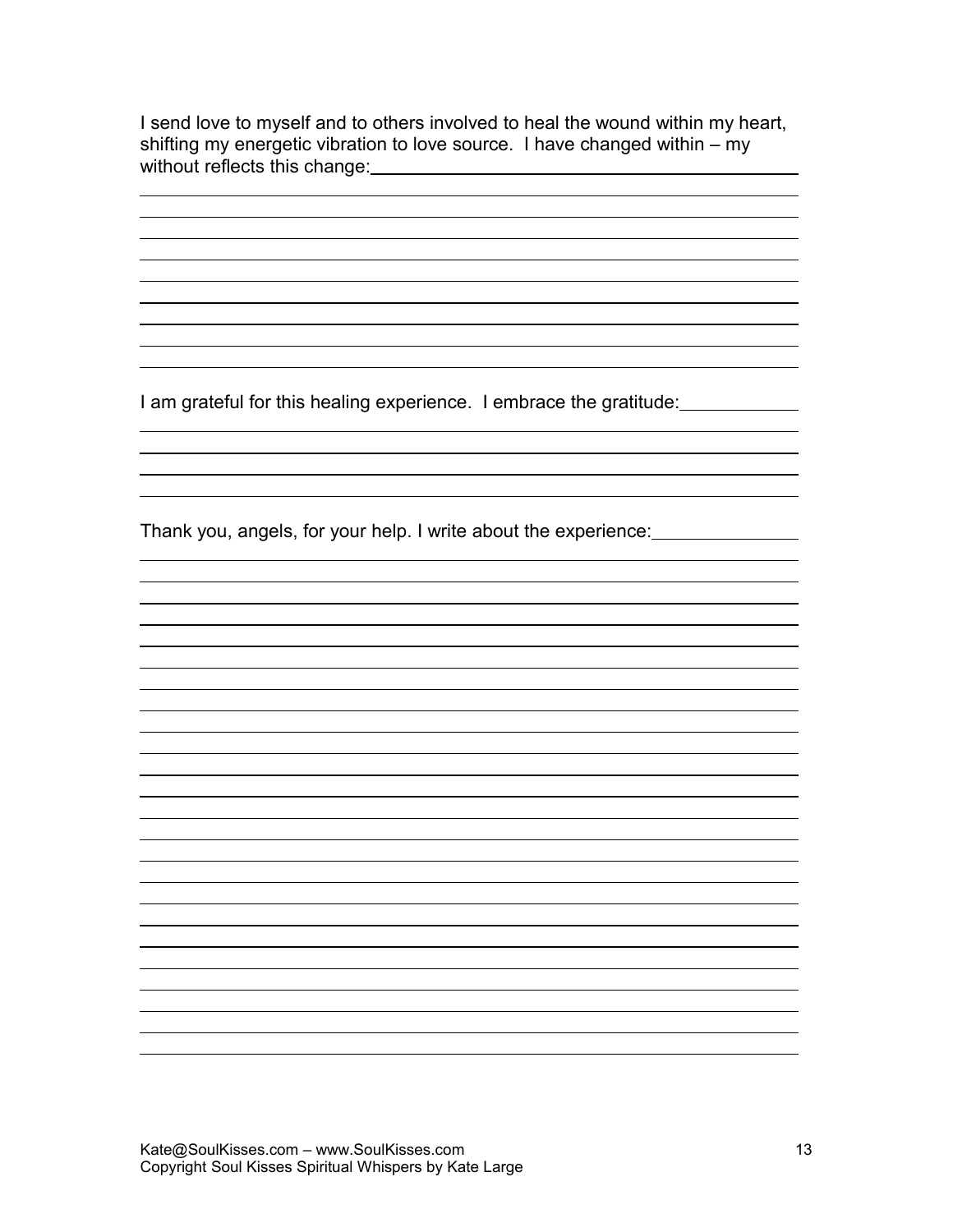I send love to myself and to others involved to heal the wound within my heart, shifting my energetic vibration to love source. I have changed within – my without reflects this change:

I am grateful for this healing experience. I embrace the gratitude:

Thank you, angels, for your help. I write about the experience: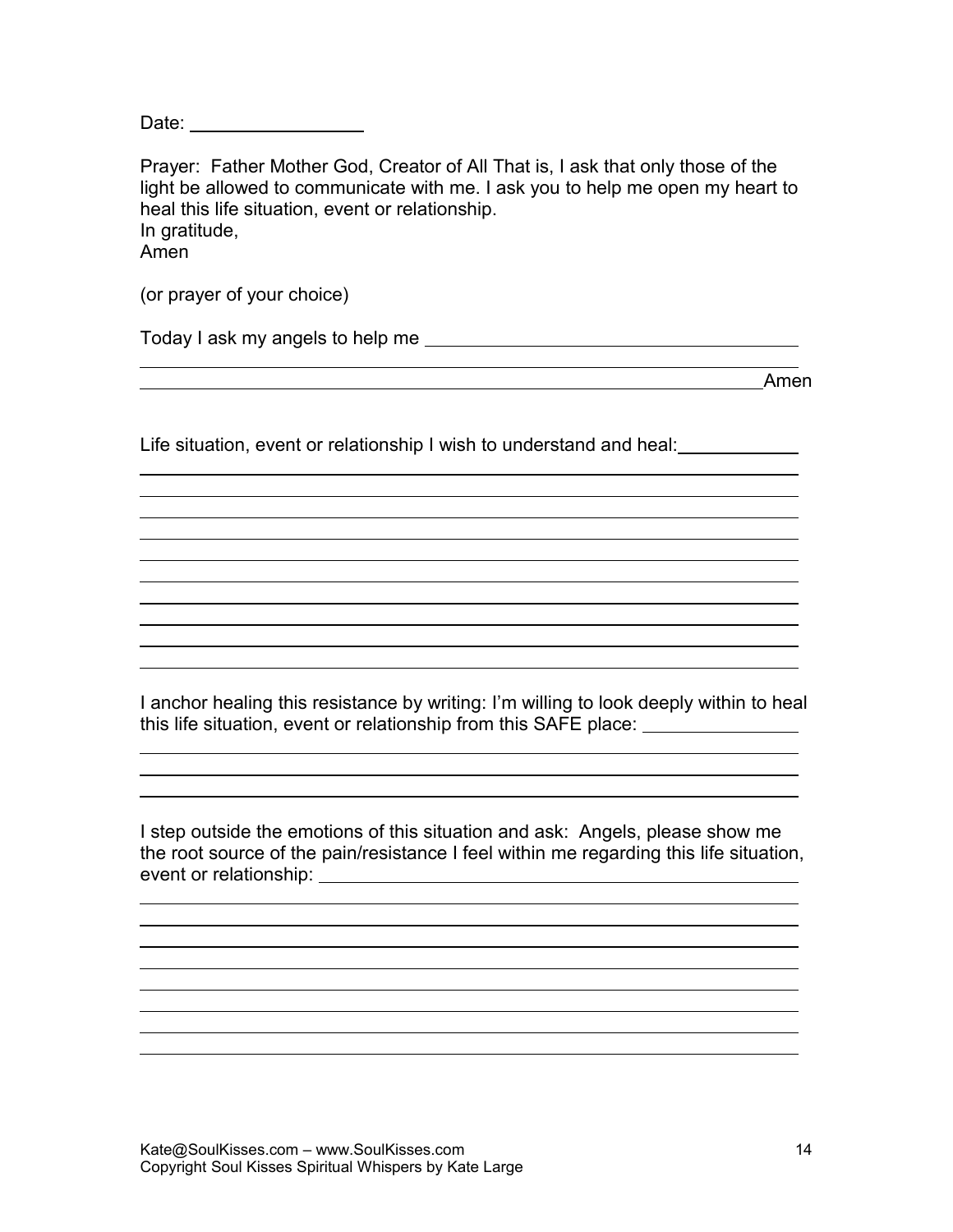Date: ________________

Prayer: Father Mother God, Creator of All That is, I ask that only those of the light be allowed to communicate with me. I ask you to help me open my heart to heal this life situation, event or relationship.
In gratitude,
Amen

(or prayer of your choice)

Today I ask my angels to help me ____________________________________

____________________________________________________________

____________________________________________________________Amen

Life situation, event or relationship I wish to understand and heal: ___________

____________________________________________________________

____________________________________________________________

____________________________________________________________

____________________________________________________________

____________________________________________________________

____________________________________________________________

____________________________________________________________

____________________________________________________________

____________________________________________________________

I anchor healing this resistance by writing: I'm willing to look deeply within to heal this life situation, event or relationship from this SAFE place: _______________

____________________________________________________________

____________________________________________________________

____________________________________________________________

I step outside the emotions of this situation and ask: Angels, please show me the root source of the pain/resistance I feel within me regarding this life situation, event or relationship: ______________________________________________

____________________________________________________________

____________________________________________________________

____________________________________________________________

____________________________________________________________

____________________________________________________________

____________________________________________________________

____________________________________________________________

____________________________________________________________

Kate@SoulKisses.com – www.SoulKisses.com
Copyright Soul Kisses Spiritual Whispers by Kate Large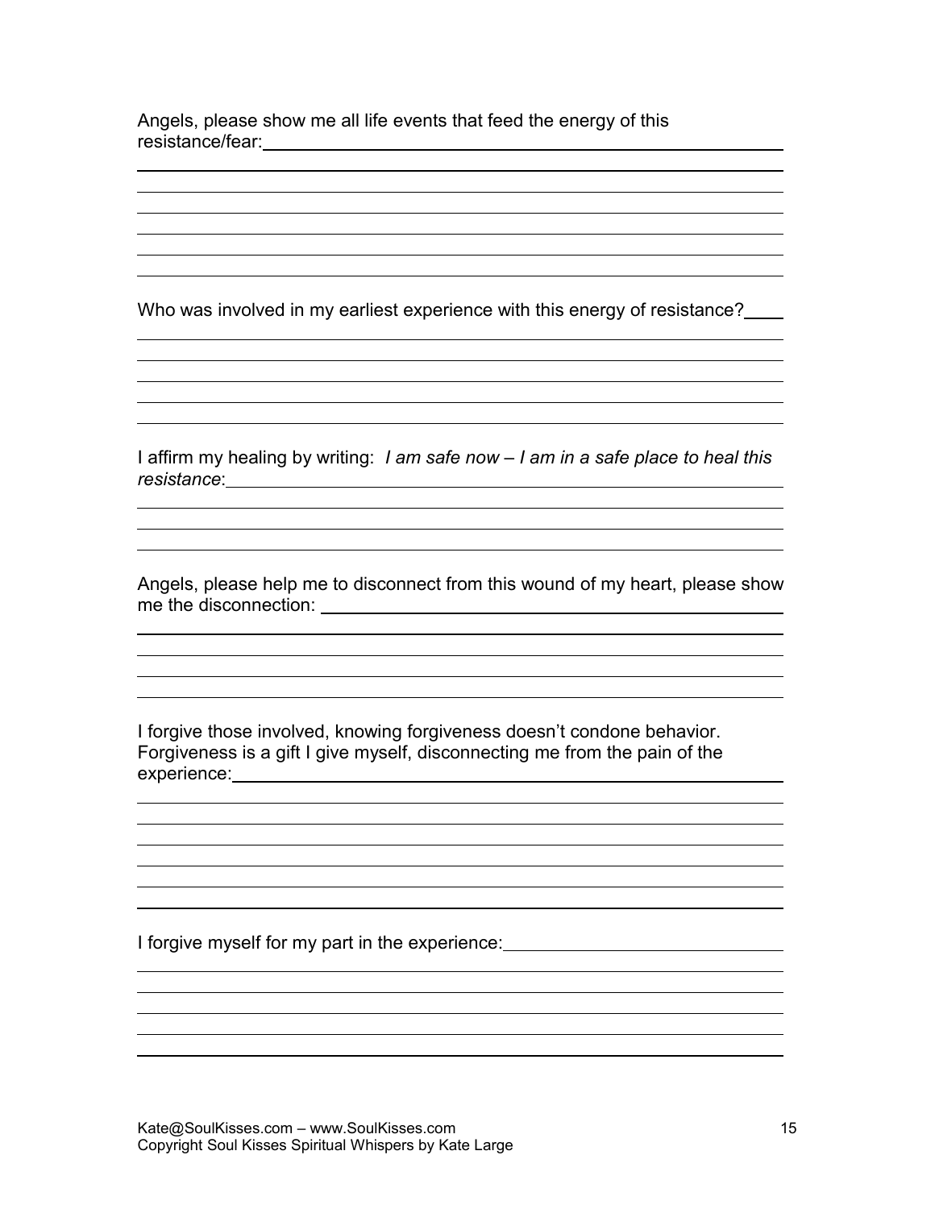Angels, please show me all life events that feed the energy of this resistance/fear:

Who was involved in my earliest experience with this energy of resistance?

I affirm my healing by writing: *I am safe now – I am in a safe place to heal this resistance*:

Angels, please help me to disconnect from this wound of my heart, please show me the disconnection:

I forgive those involved, knowing forgiveness doesn't condone behavior. Forgiveness is a gift I give myself, disconnecting me from the pain of the experience:

I forgive myself for my part in the experience: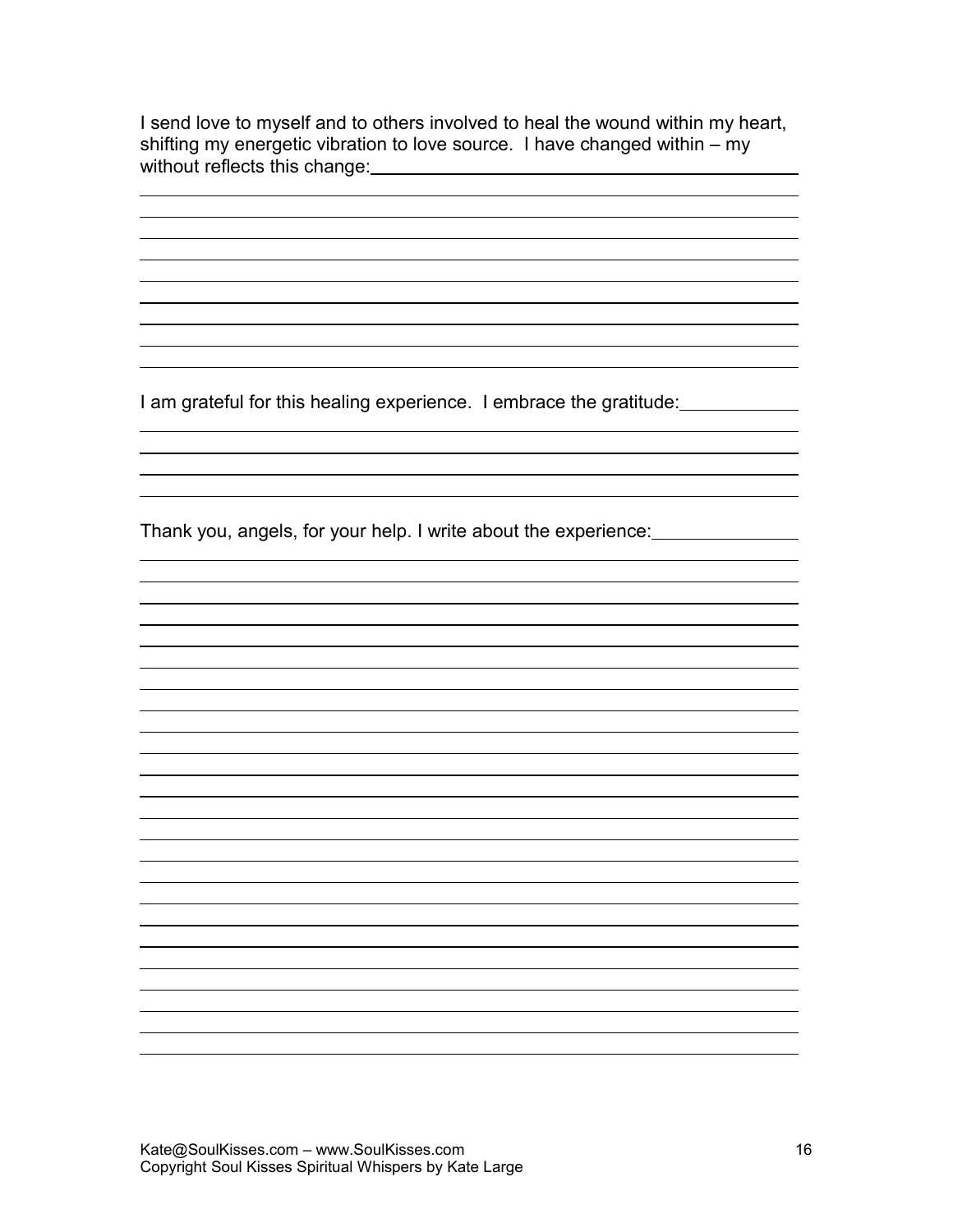I send love to myself and to others involved to heal the wound within my heart, shifting my energetic vibration to love source. I have changed within – my without reflects this change:

I am grateful for this healing experience. I embrace the gratitude:

Thank you, angels, for your help. I write about the experience: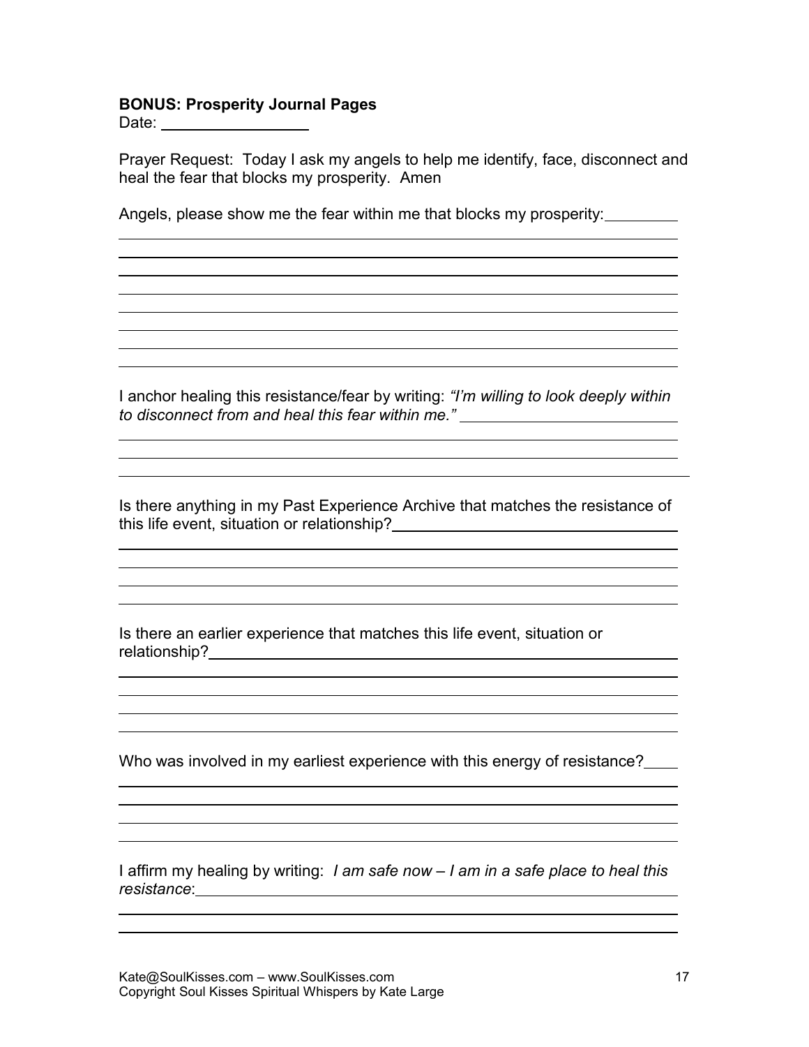**BONUS: Prosperity Journal Pages**

Date: \_\_\_\_\_\_\_\_\_\_\_\_\_\_\_\_

Prayer Request: Today I ask my angels to help me identify, face, disconnect and heal the fear that blocks my prosperity. Amen

Angels, please show me the fear within me that blocks my prosperity:

I anchor healing this resistance/fear by writing: *"I'm willing to look deeply within to disconnect from and heal this fear within me."*

Is there anything in my Past Experience Archive that matches the resistance of this life event, situation or relationship?

Is there an earlier experience that matches this life event, situation or relationship?

Who was involved in my earliest experience with this energy of resistance?

I affirm my healing by writing: *I am safe now – I am in a safe place to heal this resistance*:

Kate@SoulKisses.com – www.SoulKisses.com
Copyright Soul Kisses Spiritual Whispers by Kate Large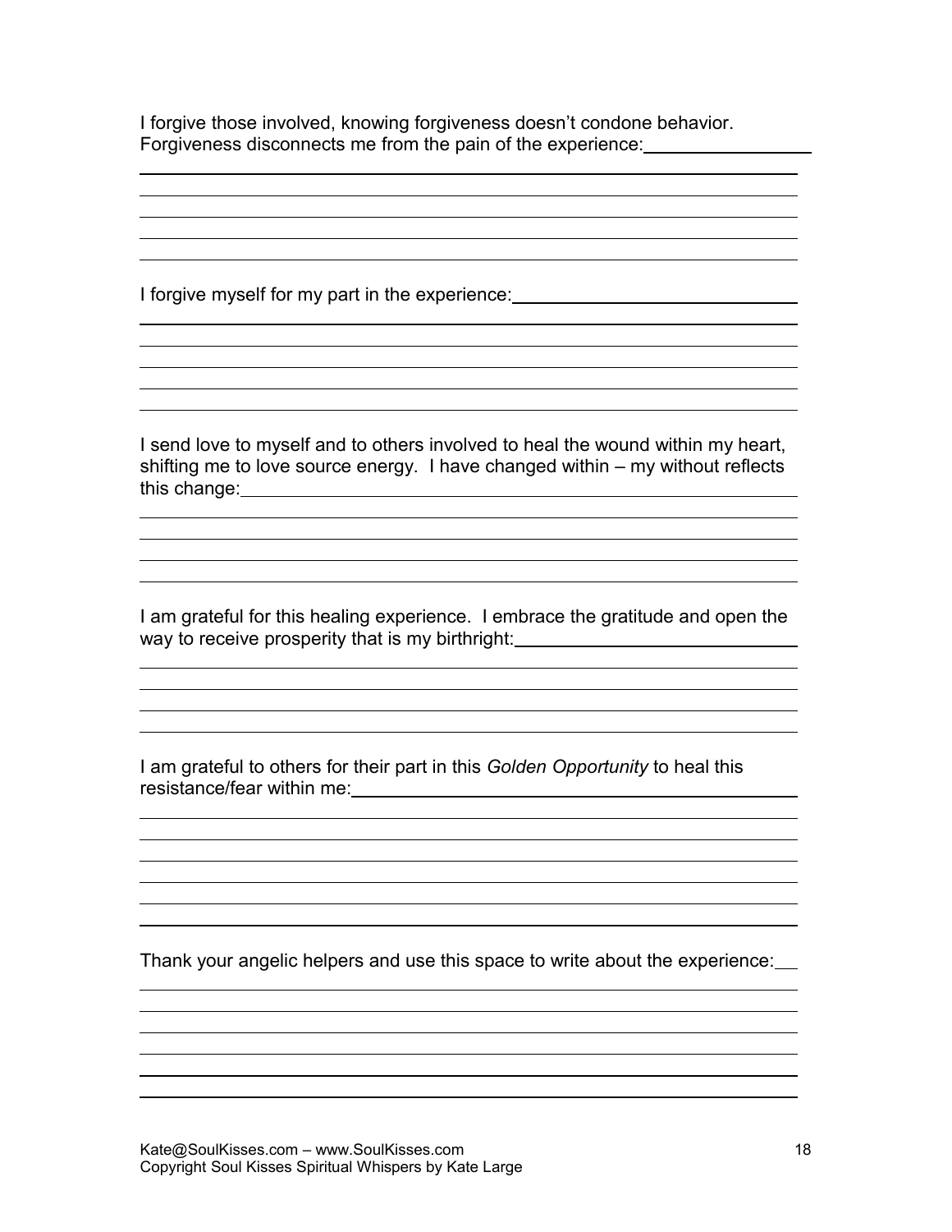I forgive those involved, knowing forgiveness doesn't condone behavior. Forgiveness disconnects me from the pain of the experience:

I forgive myself for my part in the experience:

I send love to myself and to others involved to heal the wound within my heart, shifting me to love source energy. I have changed within – my without reflects this change:

I am grateful for this healing experience. I embrace the gratitude and open the way to receive prosperity that is my birthright:

I am grateful to others for their part in this *Golden Opportunity* to heal this resistance/fear within me:

Thank your angelic helpers and use this space to write about the experience:

Kate@SoulKisses.com – www.SoulKisses.com
Copyright Soul Kisses Spiritual Whispers by Kate Large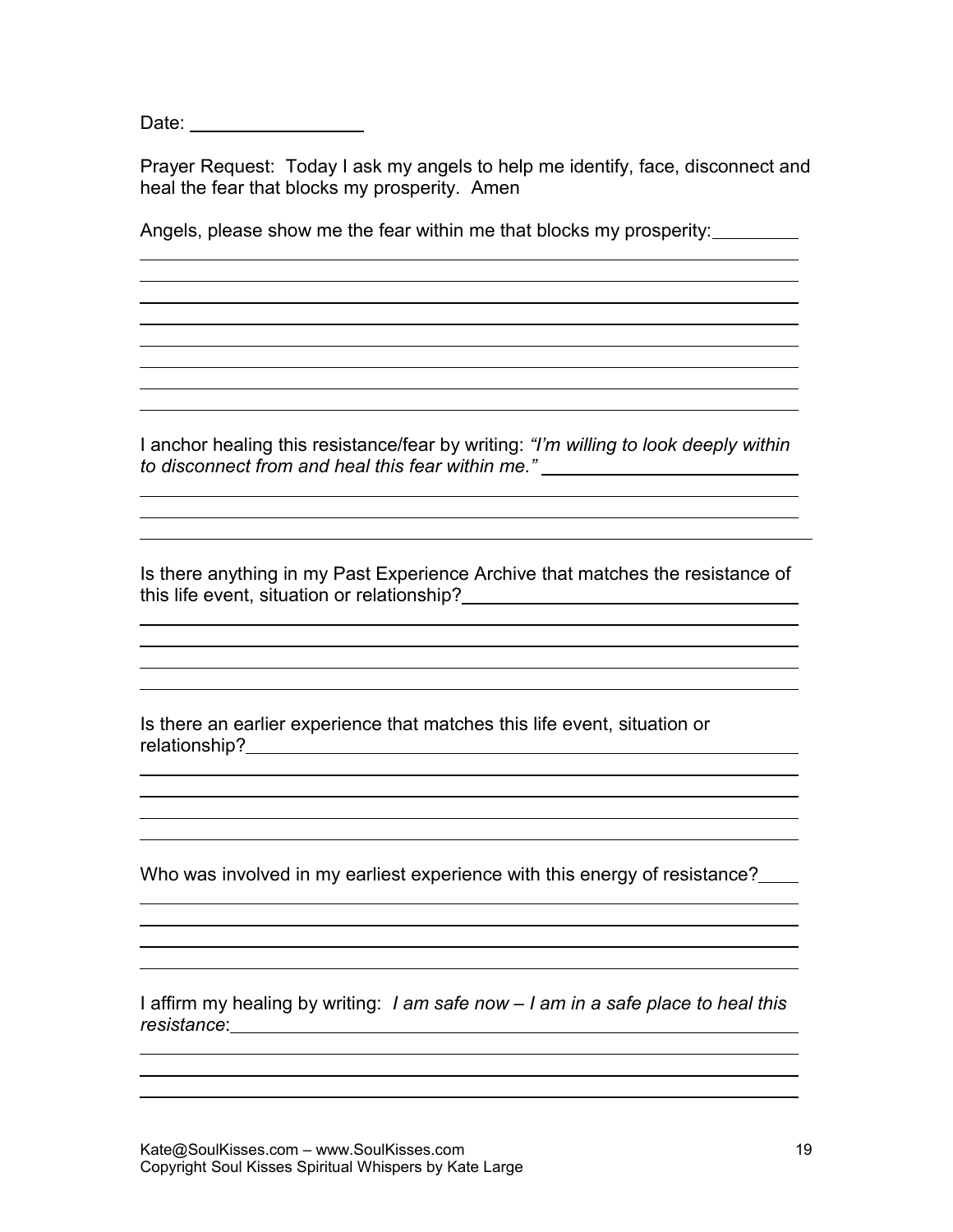Date: __________________

Prayer Request: Today I ask my angels to help me identify, face, disconnect and heal the fear that blocks my prosperity. Amen

Angels, please show me the fear within me that blocks my prosperity:

I anchor healing this resistance/fear by writing: *"I'm willing to look deeply within to disconnect from and heal this fear within me."*

Is there anything in my Past Experience Archive that matches the resistance of this life event, situation or relationship?

Is there an earlier experience that matches this life event, situation or relationship?

Who was involved in my earliest experience with this energy of resistance?

I affirm my healing by writing: *I am safe now – I am in a safe place to heal this resistance*:

Kate@SoulKisses.com – www.SoulKisses.com
Copyright Soul Kisses Spiritual Whispers by Kate Large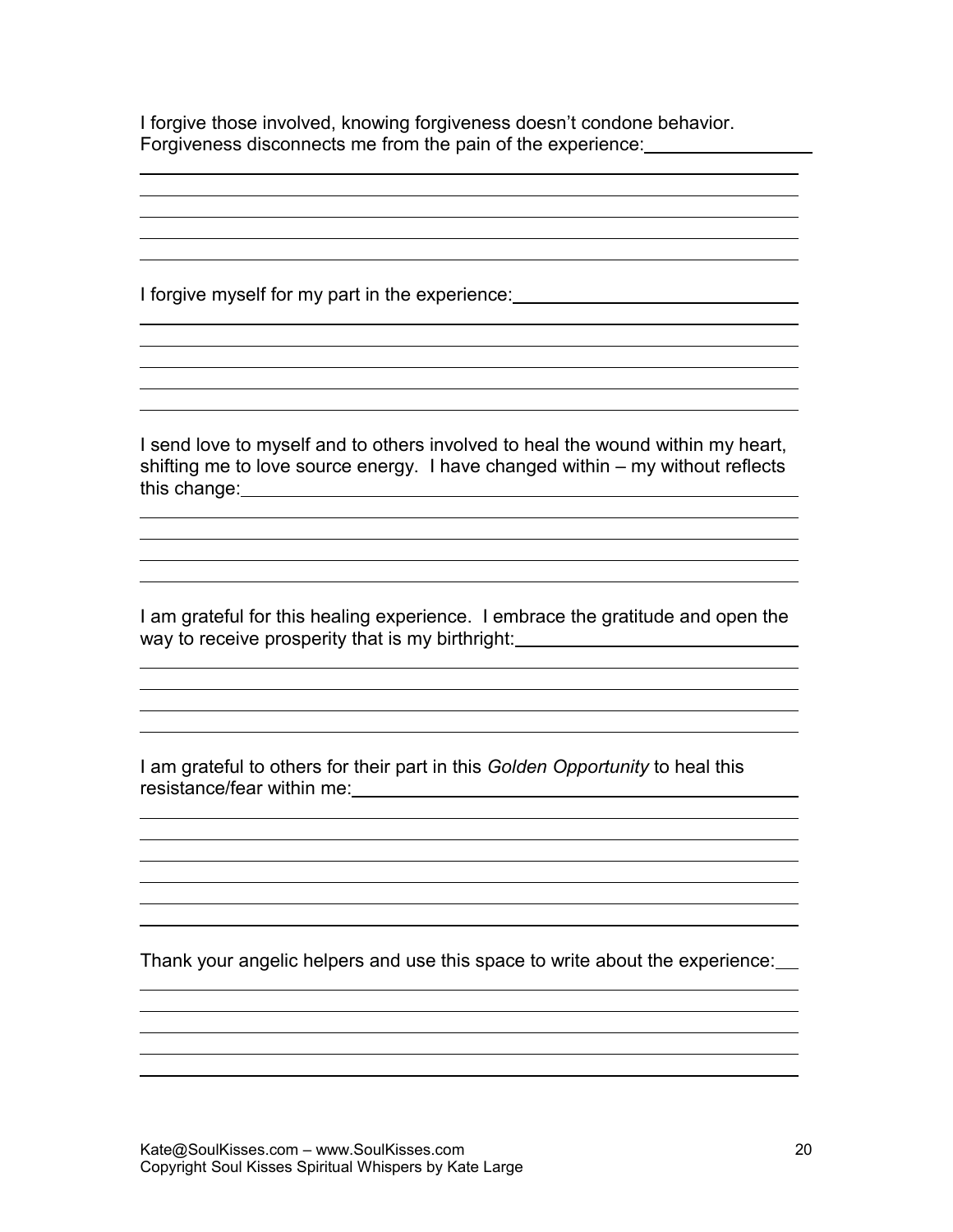I forgive those involved, knowing forgiveness doesn't condone behavior. Forgiveness disconnects me from the pain of the experience:

I forgive myself for my part in the experience:

I send love to myself and to others involved to heal the wound within my heart, shifting me to love source energy. I have changed within – my without reflects this change:

I am grateful for this healing experience. I embrace the gratitude and open the way to receive prosperity that is my birthright:

I am grateful to others for their part in this *Golden Opportunity* to heal this resistance/fear within me:

Thank your angelic helpers and use this space to write about the experience: